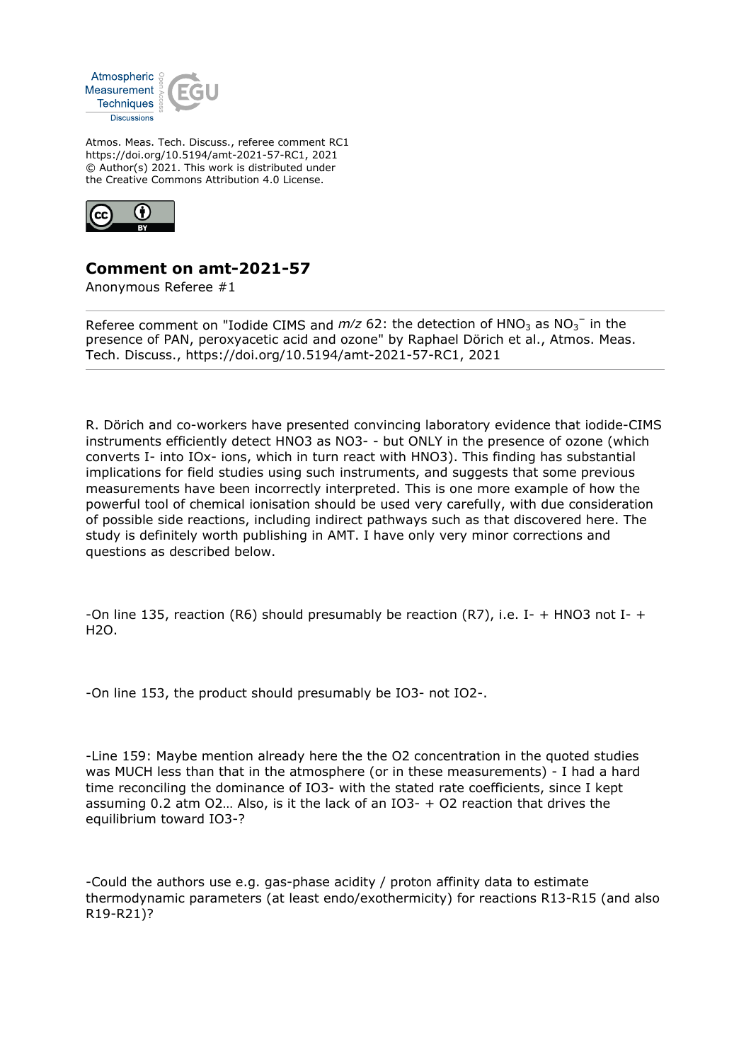Atmos. Meas. Tech. Discuss., referee comment RC1
https://doi.org/10.5194/amt-2021-57-RC1, 2021
© Author(s) 2021. This work is distributed under
the Creative Commons Attribution 4.0 License.

# Comment on amt-2021-57

Anonymous Referee #1

Referee comment on "Iodide CIMS and *m/z* 62: the detection of $HNO_3$ as $NO_3^-$ in the presence of PAN, peroxyacetic acid and ozone" by Raphael Dörich et al., Atmos. Meas. Tech. Discuss., https://doi.org/10.5194/amt-2021-57-RC1, 2021

R. Dörich and co-workers have presented convincing laboratory evidence that iodide-CIMS instruments efficiently detect HNO3 as NO3- - but ONLY in the presence of ozone (which converts I- into IOx- ions, which in turn react with HNO3). This finding has substantial implications for field studies using such instruments, and suggests that some previous measurements have been incorrectly interpreted. This is one more example of how the powerful tool of chemical ionisation should be used very carefully, with due consideration of possible side reactions, including indirect pathways such as that discovered here. The study is definitely worth publishing in AMT. I have only very minor corrections and questions as described below.

-On line 135, reaction (R6) should presumably be reaction (R7), i.e. I- + HNO3 not I- + H2O.

-On line 153, the product should presumably be IO3- not IO2-.

-Line 159: Maybe mention already here the the O2 concentration in the quoted studies was MUCH less than that in the atmosphere (or in these measurements) - I had a hard time reconciling the dominance of IO3- with the stated rate coefficients, since I kept assuming 0.2 atm O2… Also, is it the lack of an IO3- + O2 reaction that drives the equilibrium toward IO3-?

-Could the authors use e.g. gas-phase acidity / proton affinity data to estimate thermodynamic parameters (at least endo/exothermicity) for reactions R13-R15 (and also R19-R21)?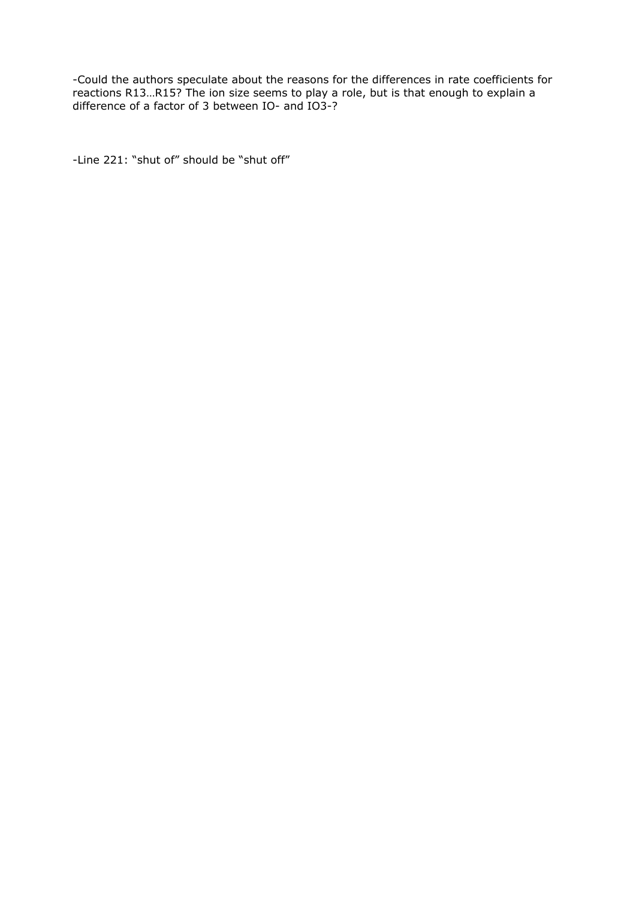-Could the authors speculate about the reasons for the differences in rate coefficients for reactions R13…R15? The ion size seems to play a role, but is that enough to explain a difference of a factor of 3 between $IO^-$ and $IO_3^-$?

-Line 221: "shut of" should be "shut off"